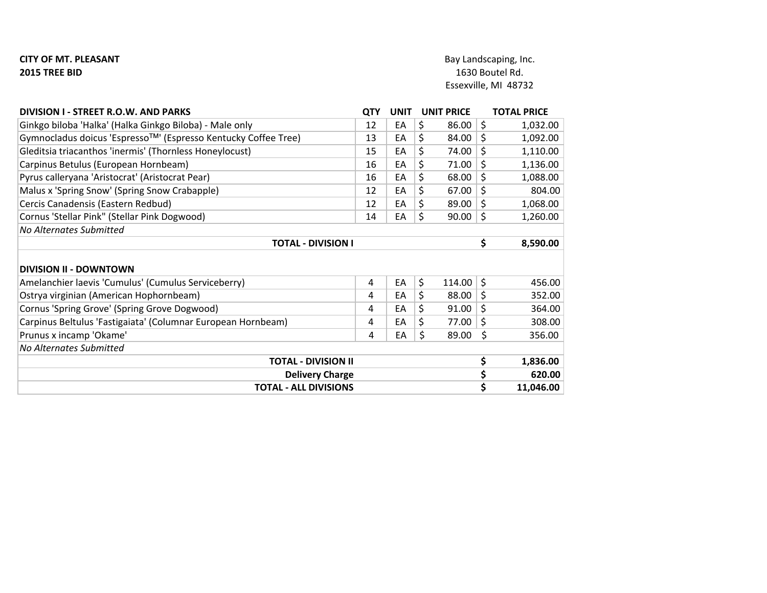**CITY OF MT. PLEASANT**
**2015 TREE BID**

Bay Landscaping, Inc.
1630 Boutel Rd.
Essexville, MI 48732

| DIVISION I - STREET R.O.W. AND PARKS | QTY | UNIT | UNIT PRICE | TOTAL PRICE |
|---|---|---|---|---|
| Ginkgo biloba 'Halka' (Halka Ginkgo Biloba) - Male only | 12 | EA | $ 86.00 | $ 1,032.00 |
| Gymnocladus doicus 'Espresso™' (Espresso Kentucky Coffee Tree) | 13 | EA | $ 84.00 | $ 1,092.00 |
| Gleditsia triacanthos 'inermis' (Thornless Honeylocust) | 15 | EA | $ 74.00 | $ 1,110.00 |
| Carpinus Betulus (European Hornbeam) | 16 | EA | $ 71.00 | $ 1,136.00 |
| Pyrus calleryana 'Aristocrat' (Aristocrat Pear) | 16 | EA | $ 68.00 | $ 1,088.00 |
| Malus x 'Spring Snow' (Spring Snow Crabapple) | 12 | EA | $ 67.00 | $ 804.00 |
| Cercis Canadensis (Eastern Redbud) | 12 | EA | $ 89.00 | $ 1,068.00 |
| Cornus 'Stellar Pink" (Stellar Pink Dogwood) | 14 | EA | $ 90.00 | $ 1,260.00 |
| *No Alternates Submitted* | | | | |
| **TOTAL - DIVISION I** | | | | **$ 8,590.00** |
| | | | | |
| **DIVISION II - DOWNTOWN** | | | | |
| Amelanchier laevis 'Cumulus' (Cumulus Serviceberry) | 4 | EA | $ 114.00 | $ 456.00 |
| Ostrya virginian (American Hophornbeam) | 4 | EA | $ 88.00 | $ 352.00 |
| Cornus 'Spring Grove' (Spring Grove Dogwood) | 4 | EA | $ 91.00 | $ 364.00 |
| Carpinus Beltulus 'Fastigaiata' (Columnar European Hornbeam) | 4 | EA | $ 77.00 | $ 308.00 |
| Prunus x incamp 'Okame' | 4 | EA | $ 89.00 | $ 356.00 |
| *No Alternates Submitted* | | | | |
| **TOTAL - DIVISION II** | | | | **$ 1,836.00** |
| **Delivery Charge** | | | | **$ 620.00** |
| **TOTAL - ALL DIVISIONS** | | | | **$ 11,046.00** |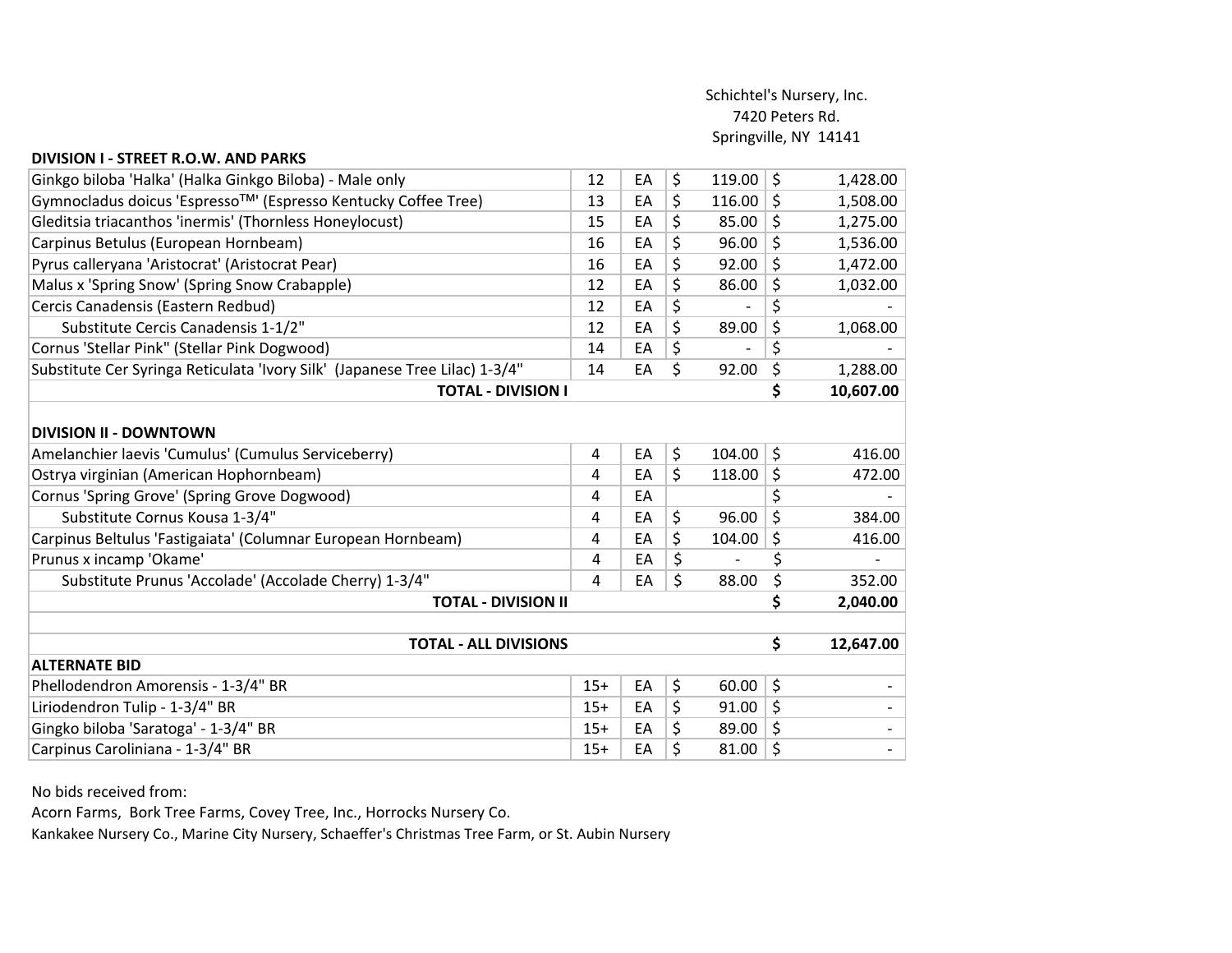Schichtel's Nursery, Inc.
7420 Peters Rd.
Springville, NY 14141

| | | | | | | |
|---|---|---|---|---|---|---|
| **DIVISION I - STREET R.O.W. AND PARKS** | | | | | | |
| Ginkgo biloba 'Halka' (Halka Ginkgo Biloba) - Male only | 12 | EA | $ | 119.00 | $ | 1,428.00 |
| Gymnocladus doicus 'Espresso™' (Espresso Kentucky Coffee Tree) | 13 | EA | $ | 116.00 | $ | 1,508.00 |
| Gleditsia triacanthos 'inermis' (Thornless Honeylocust) | 15 | EA | $ | 85.00 | $ | 1,275.00 |
| Carpinus Betulus (European Hornbeam) | 16 | EA | $ | 96.00 | $ | 1,536.00 |
| Pyrus calleryana 'Aristocrat' (Aristocrat Pear) | 16 | EA | $ | 92.00 | $ | 1,472.00 |
| Malus x 'Spring Snow' (Spring Snow Crabapple) | 12 | EA | $ | 86.00 | $ | 1,032.00 |
| Cercis Canadensis (Eastern Redbud) | 12 | EA | $ | - | $ | - |
| Substitute Cercis Canadensis 1-1/2" | 12 | EA | $ | 89.00 | $ | 1,068.00 |
| Cornus 'Stellar Pink" (Stellar Pink Dogwood) | 14 | EA | $ | - | $ | - |
| Substitute Cer Syringa Reticulata 'Ivory Silk' (Japanese Tree Lilac) 1-3/4" | 14 | EA | $ | 92.00 | $ | 1,288.00 |
| **TOTAL - DIVISION I** | | | | | **$** | **10,607.00** |
| | | | | | | |
| **DIVISION II - DOWNTOWN** | | | | | | |
| Amelanchier laevis 'Cumulus' (Cumulus Serviceberry) | 4 | EA | $ | 104.00 | $ | 416.00 |
| Ostrya virginian (American Hophornbeam) | 4 | EA | $ | 118.00 | $ | 472.00 |
| Cornus 'Spring Grove' (Spring Grove Dogwood) | 4 | EA | | | $ | - |
| Substitute Cornus Kousa 1-3/4" | 4 | EA | $ | 96.00 | $ | 384.00 |
| Carpinus Beltulus 'Fastigaiata' (Columnar European Hornbeam) | 4 | EA | $ | 104.00 | $ | 416.00 |
| Prunus x incamp 'Okame' | 4 | EA | $ | - | $ | - |
| Substitute Prunus 'Accolade' (Accolade Cherry) 1-3/4" | 4 | EA | $ | 88.00 | $ | 352.00 |
| **TOTAL - DIVISION II** | | | | | **$** | **2,040.00** |
| | | | | | | |
| **TOTAL - ALL DIVISIONS** | | | | | **$** | **12,647.00** |
| **ALTERNATE BID** | | | | | | |
| Phellodendron Amorensis - 1-3/4" BR | 15+ | EA | $ | 60.00 | $ | - |
| Liriodendron Tulip - 1-3/4" BR | 15+ | EA | $ | 91.00 | $ | - |
| Gingko biloba 'Saratoga' - 1-3/4" BR | 15+ | EA | $ | 89.00 | $ | - |
| Carpinus Caroliniana - 1-3/4" BR | 15+ | EA | $ | 81.00 | $ | - |

No bids received from:
Acorn Farms, Bork Tree Farms, Covey Tree, Inc., Horrocks Nursery Co.
Kankakee Nursery Co., Marine City Nursery, Schaeffer's Christmas Tree Farm, or St. Aubin Nursery